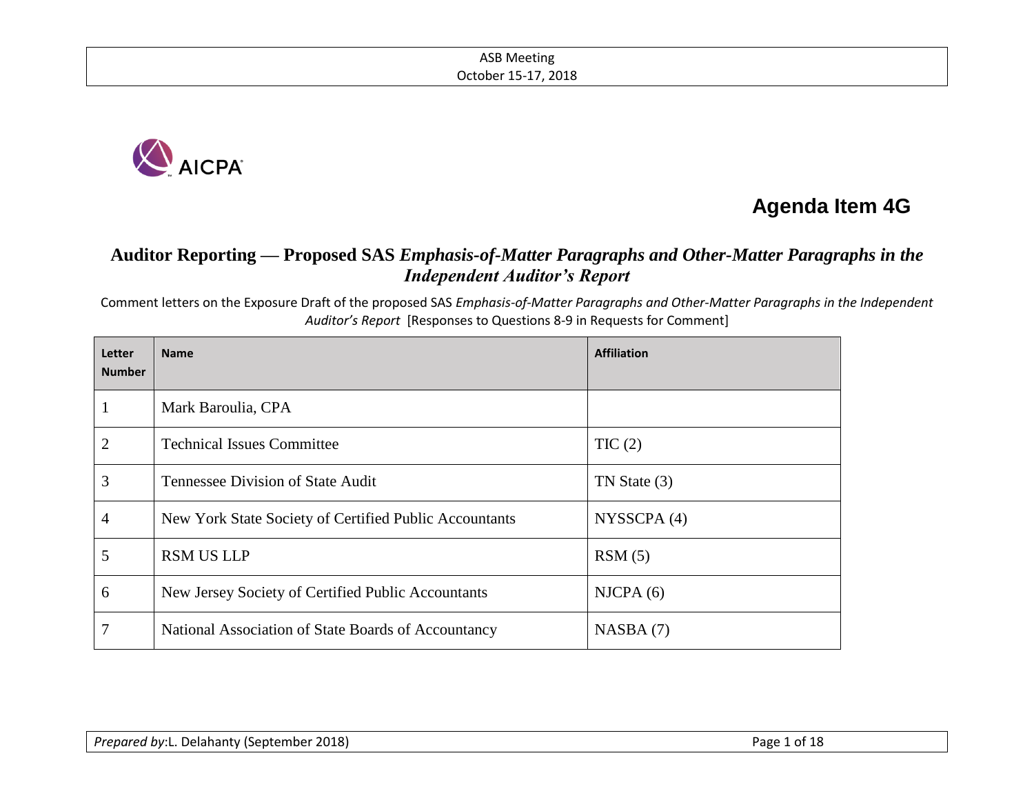ASB Meeting
October 15-17, 2018

AICPA

# Agenda Item 4G

## Auditor Reporting — Proposed SAS *Emphasis-of-Matter Paragraphs and Other-Matter Paragraphs in the Independent Auditor's Report*

Comment letters on the Exposure Draft of the proposed SAS *Emphasis-of-Matter Paragraphs and Other-Matter Paragraphs in the Independent Auditor's Report* [Responses to Questions 8-9 in Requests for Comment]

| Letter Number | Name | Affiliation |
|---|---|---|
| 1 | Mark Baroulia, CPA | |
| 2 | Technical Issues Committee | TIC (2) |
| 3 | Tennessee Division of State Audit | TN State (3) |
| 4 | New York State Society of Certified Public Accountants | NYSSCPA (4) |
| 5 | RSM US LLP | RSM (5) |
| 6 | New Jersey Society of Certified Public Accountants | NJCPA (6) |
| 7 | National Association of State Boards of Accountancy | NASBA (7) |

*Prepared by*: L. Delahanty (September 2018)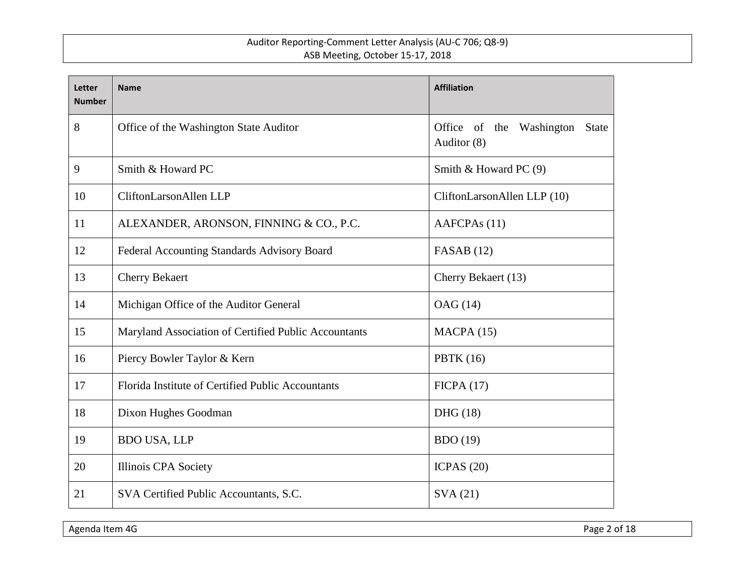| Letter Number | Name | Affiliation |
|---|---|---|
| 8 | Office of the Washington State Auditor | Office of the Washington State Auditor (8) |
| 9 | Smith & Howard PC | Smith & Howard PC (9) |
| 10 | CliftonLarsonAllen LLP | CliftonLarsonAllen LLP (10) |
| 11 | ALEXANDER, ARONSON, FINNING & CO., P.C. | AAFCPAs (11) |
| 12 | Federal Accounting Standards Advisory Board | FASAB (12) |
| 13 | Cherry Bekaert | Cherry Bekaert (13) |
| 14 | Michigan Office of the Auditor General | OAG (14) |
| 15 | Maryland Association of Certified Public Accountants | MACPA (15) |
| 16 | Piercy Bowler Taylor & Kern | PBTK (16) |
| 17 | Florida Institute of Certified Public Accountants | FICPA (17) |
| 18 | Dixon Hughes Goodman | DHG (18) |
| 19 | BDO USA, LLP | BDO (19) |
| 20 | Illinois CPA Society | ICPAS (20) |
| 21 | SVA Certified Public Accountants, S.C. | SVA (21) |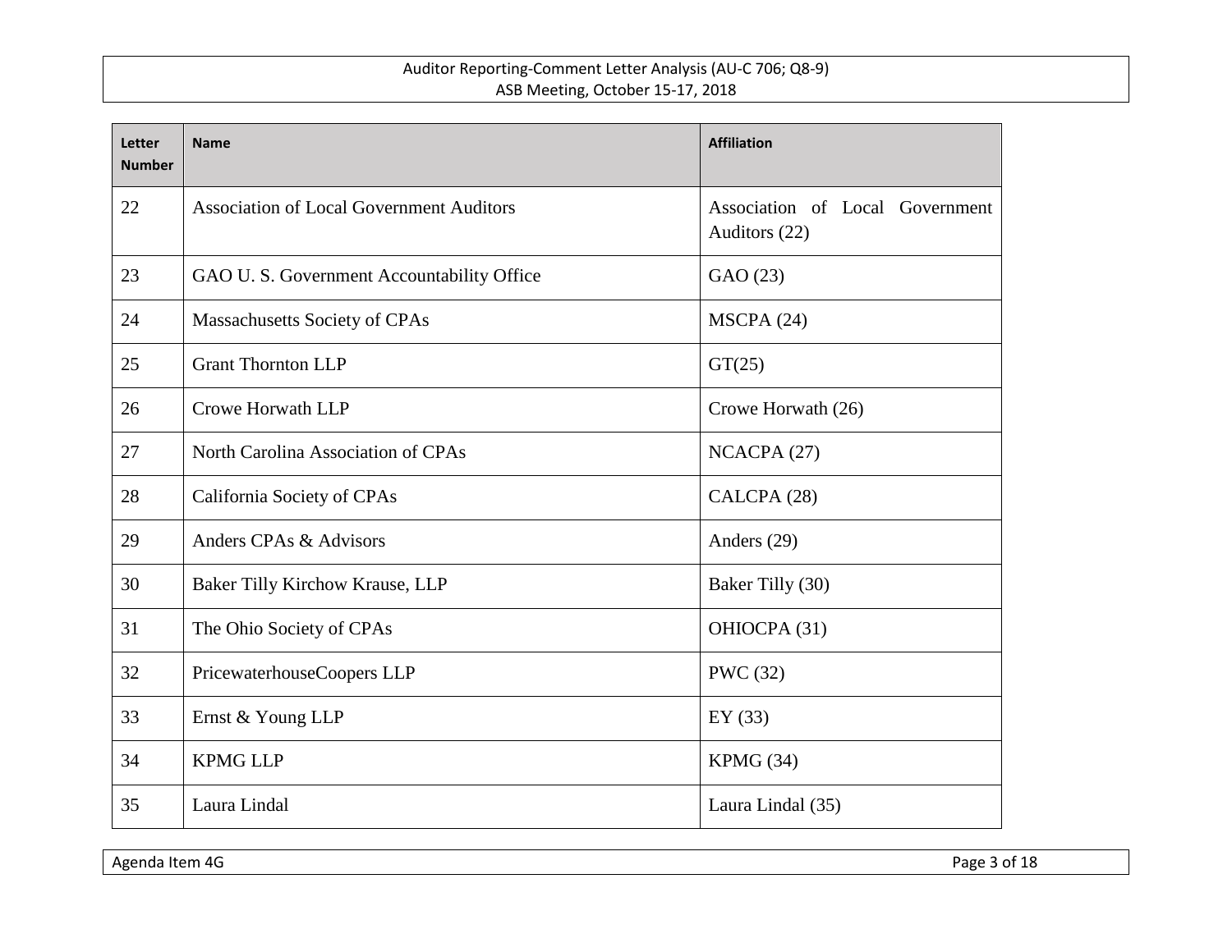| Letter Number | Name | Affiliation |
|---|---|---|
| 22 | Association of Local Government Auditors | Association of Local Government Auditors (22) |
| 23 | GAO U. S. Government Accountability Office | GAO (23) |
| 24 | Massachusetts Society of CPAs | MSCPA (24) |
| 25 | Grant Thornton LLP | GT(25) |
| 26 | Crowe Horwath LLP | Crowe Horwath (26) |
| 27 | North Carolina Association of CPAs | NCACPA (27) |
| 28 | California Society of CPAs | CALCPA (28) |
| 29 | Anders CPAs & Advisors | Anders (29) |
| 30 | Baker Tilly Kirchow Krause, LLP | Baker Tilly (30) |
| 31 | The Ohio Society of CPAs | OHIOCPA (31) |
| 32 | PricewaterhouseCoopers LLP | PWC (32) |
| 33 | Ernst & Young LLP | EY (33) |
| 34 | KPMG LLP | KPMG (34) |
| 35 | Laura Lindal | Laura Lindal (35) |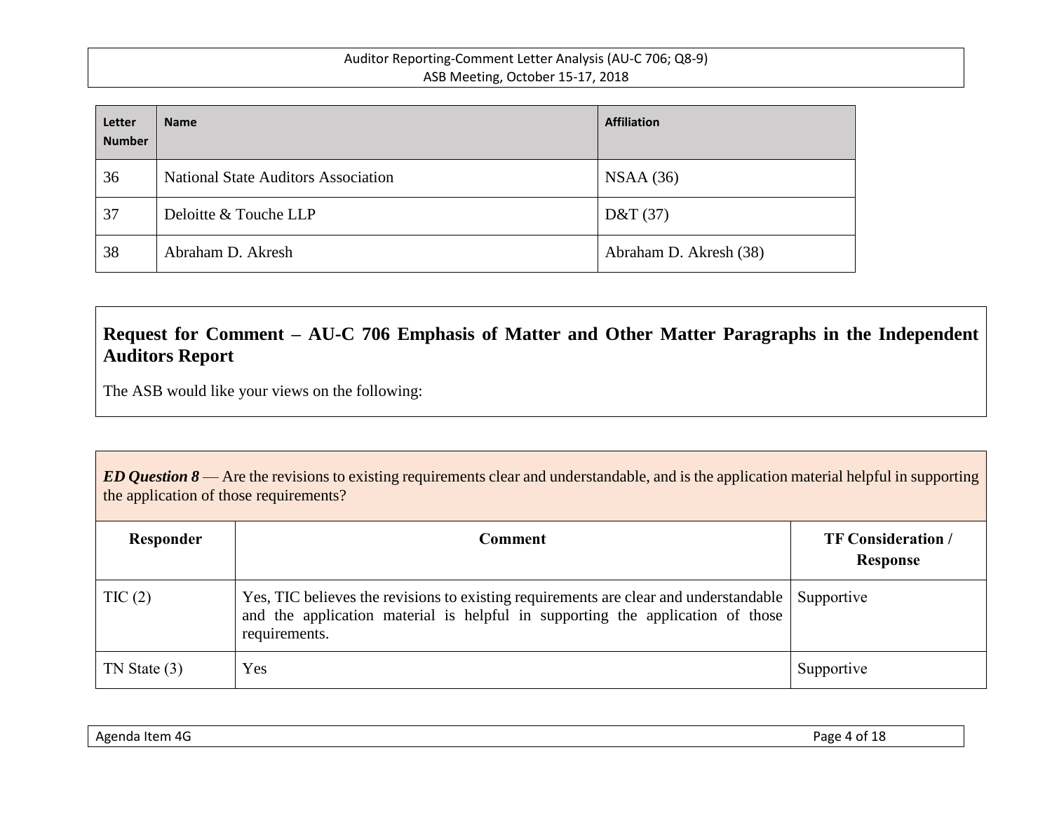| Letter Number | Name | Affiliation |
|---|---|---|
| 36 | National State Auditors Association | NSAA (36) |
| 37 | Deloitte & Touche LLP | D&T (37) |
| 38 | Abraham D. Akresh | Abraham D. Akresh (38) |

## Request for Comment – AU-C 706 Emphasis of Matter and Other Matter Paragraphs in the Independent Auditors Report

The ASB would like your views on the following:

***ED Question 8*** — Are the revisions to existing requirements clear and understandable, and is the application material helpful in supporting the application of those requirements?

| Responder | Comment | TF Consideration / Response |
|---|---|---|
| TIC (2) | Yes, TIC believes the revisions to existing requirements are clear and understandable and the application material is helpful in supporting the application of those requirements. | Supportive |
| TN State (3) | Yes | Supportive |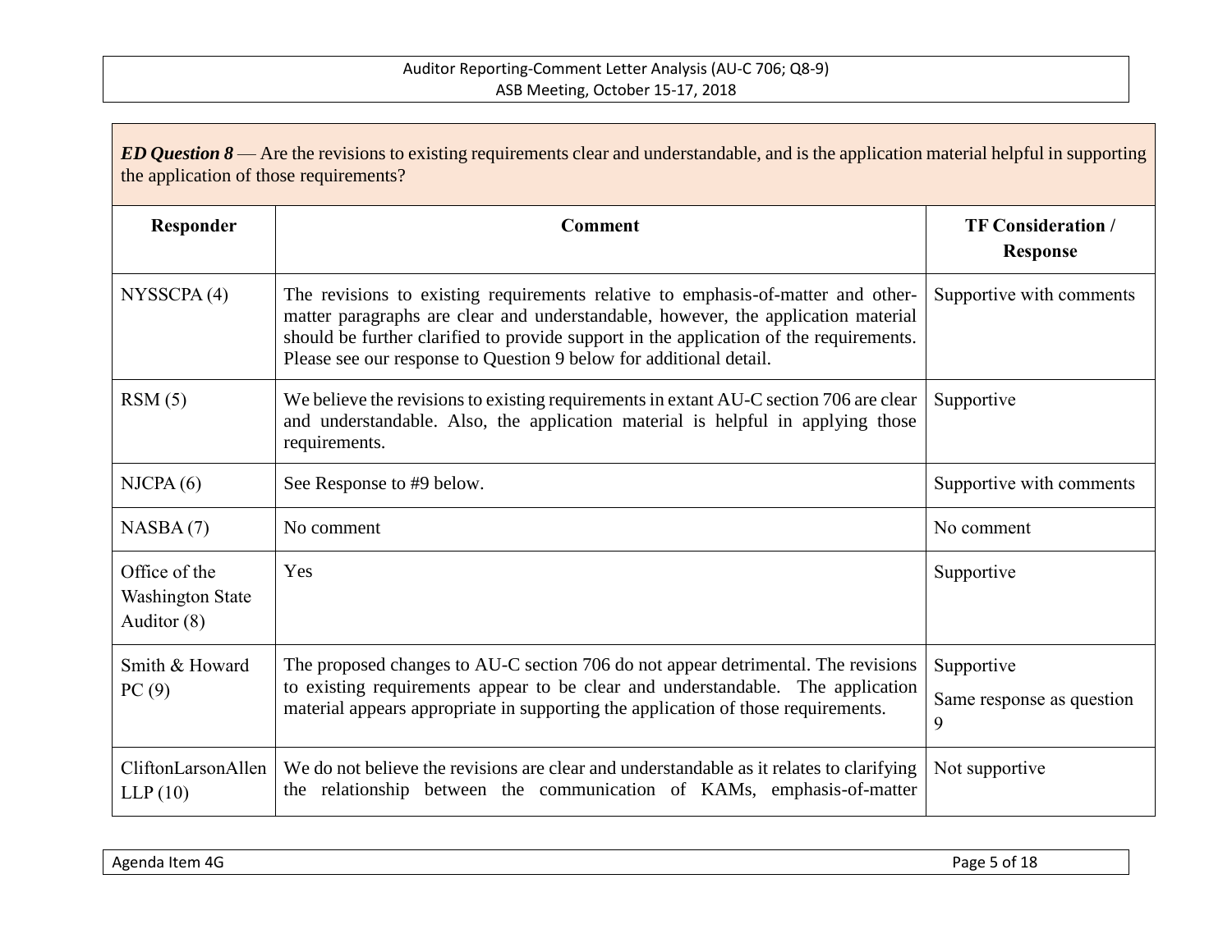***ED Question 8*** — Are the revisions to existing requirements clear and understandable, and is the application material helpful in supporting the application of those requirements?

| Responder | Comment | TF Consideration / Response |
|---|---|---|
| NYSSCPA (4) | The revisions to existing requirements relative to emphasis-of-matter and other-matter paragraphs are clear and understandable, however, the application material should be further clarified to provide support in the application of the requirements. Please see our response to Question 9 below for additional detail. | Supportive with comments |
| RSM (5) | We believe the revisions to existing requirements in extant AU-C section 706 are clear and understandable. Also, the application material is helpful in applying those requirements. | Supportive |
| NJCPA (6) | See Response to #9 below. | Supportive with comments |
| NASBA (7) | No comment | No comment |
| Office of the Washington State Auditor (8) | Yes | Supportive |
| Smith & Howard PC (9) | The proposed changes to AU-C section 706 do not appear detrimental. The revisions to existing requirements appear to be clear and understandable. The application material appears appropriate in supporting the application of those requirements. | Supportive<br><br>Same response as question 9 |
| CliftonLarsonAllen LLP (10) | We do not believe the revisions are clear and understandable as it relates to clarifying the relationship between the communication of KAMs, emphasis-of-matter | Not supportive |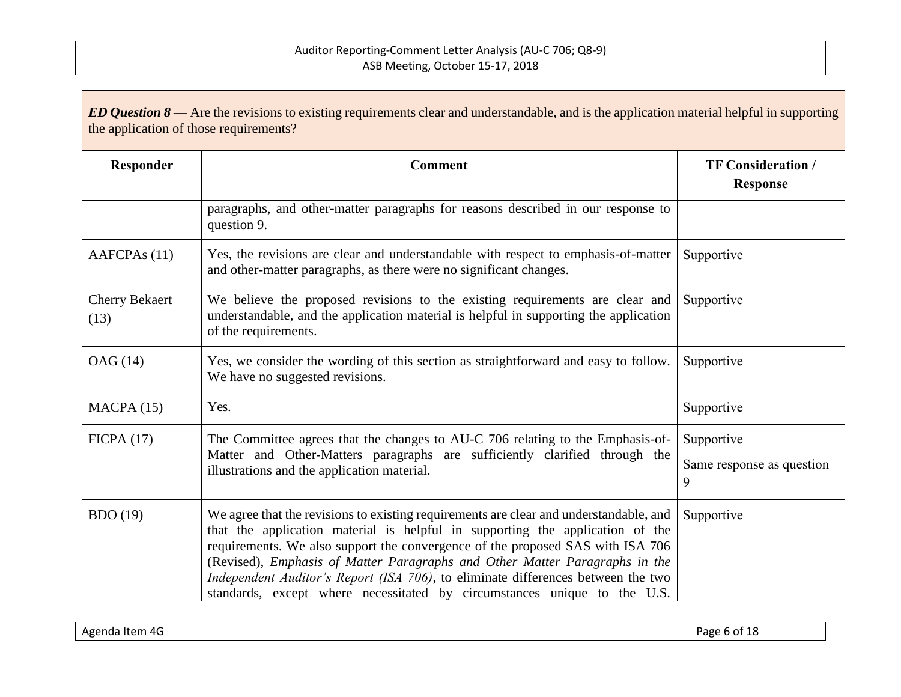***ED Question 8*** — Are the revisions to existing requirements clear and understandable, and is the application material helpful in supporting the application of those requirements?

| Responder | Comment | TF Consideration / Response |
|---|---|---|
| | paragraphs, and other-matter paragraphs for reasons described in our response to question 9. | |
| AAFCPAs (11) | Yes, the revisions are clear and understandable with respect to emphasis-of-matter and other-matter paragraphs, as there were no significant changes. | Supportive |
| Cherry Bekaert (13) | We believe the proposed revisions to the existing requirements are clear and understandable, and the application material is helpful in supporting the application of the requirements. | Supportive |
| OAG (14) | Yes, we consider the wording of this section as straightforward and easy to follow. We have no suggested revisions. | Supportive |
| MACPA (15) | Yes. | Supportive |
| FICPA (17) | The Committee agrees that the changes to AU-C 706 relating to the Emphasis-of-Matter and Other-Matters paragraphs are sufficiently clarified through the illustrations and the application material. | Supportive<br><br>Same response as question 9 |
| BDO (19) | We agree that the revisions to existing requirements are clear and understandable, and that the application material is helpful in supporting the application of the requirements. We also support the convergence of the proposed SAS with ISA 706 (Revised), *Emphasis of Matter Paragraphs and Other Matter Paragraphs in the Independent Auditor's Report (ISA 706)*, to eliminate differences between the two standards, except where necessitated by circumstances unique to the U.S. | Supportive |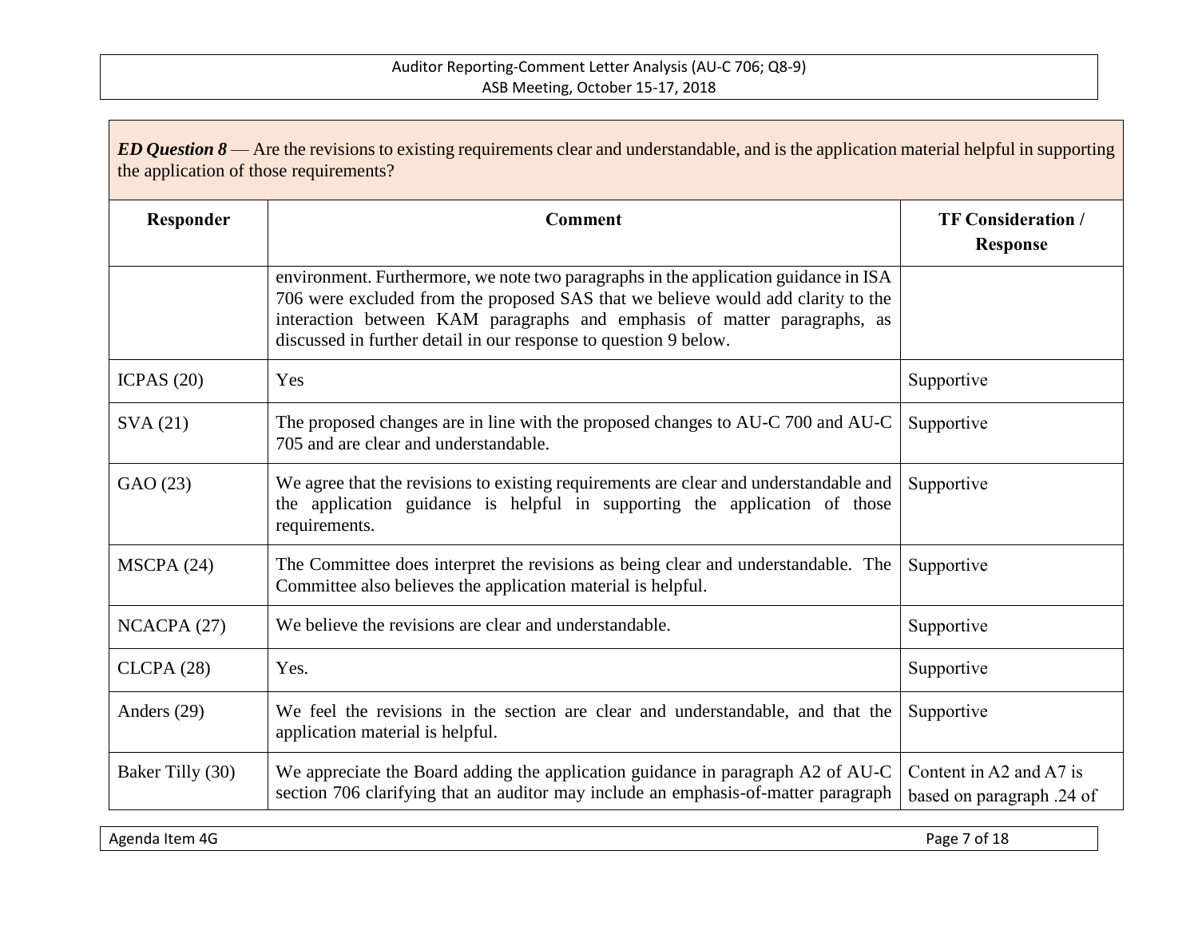***ED Question 8*** — Are the revisions to existing requirements clear and understandable, and is the application material helpful in supporting the application of those requirements?

| Responder | Comment | TF Consideration / Response |
|---|---|---|
| | environment. Furthermore, we note two paragraphs in the application guidance in ISA 706 were excluded from the proposed SAS that we believe would add clarity to the interaction between KAM paragraphs and emphasis of matter paragraphs, as discussed in further detail in our response to question 9 below. | |
| ICPAS (20) | Yes | Supportive |
| SVA (21) | The proposed changes are in line with the proposed changes to AU-C 700 and AU-C 705 and are clear and understandable. | Supportive |
| GAO (23) | We agree that the revisions to existing requirements are clear and understandable and the application guidance is helpful in supporting the application of those requirements. | Supportive |
| MSCPA (24) | The Committee does interpret the revisions as being clear and understandable. The Committee also believes the application material is helpful. | Supportive |
| NCACPA (27) | We believe the revisions are clear and understandable. | Supportive |
| CLCPA (28) | Yes. | Supportive |
| Anders (29) | We feel the revisions in the section are clear and understandable, and that the application material is helpful. | Supportive |
| Baker Tilly (30) | We appreciate the Board adding the application guidance in paragraph A2 of AU-C section 706 clarifying that an auditor may include an emphasis-of-matter paragraph | Content in A2 and A7 is based on paragraph .24 of |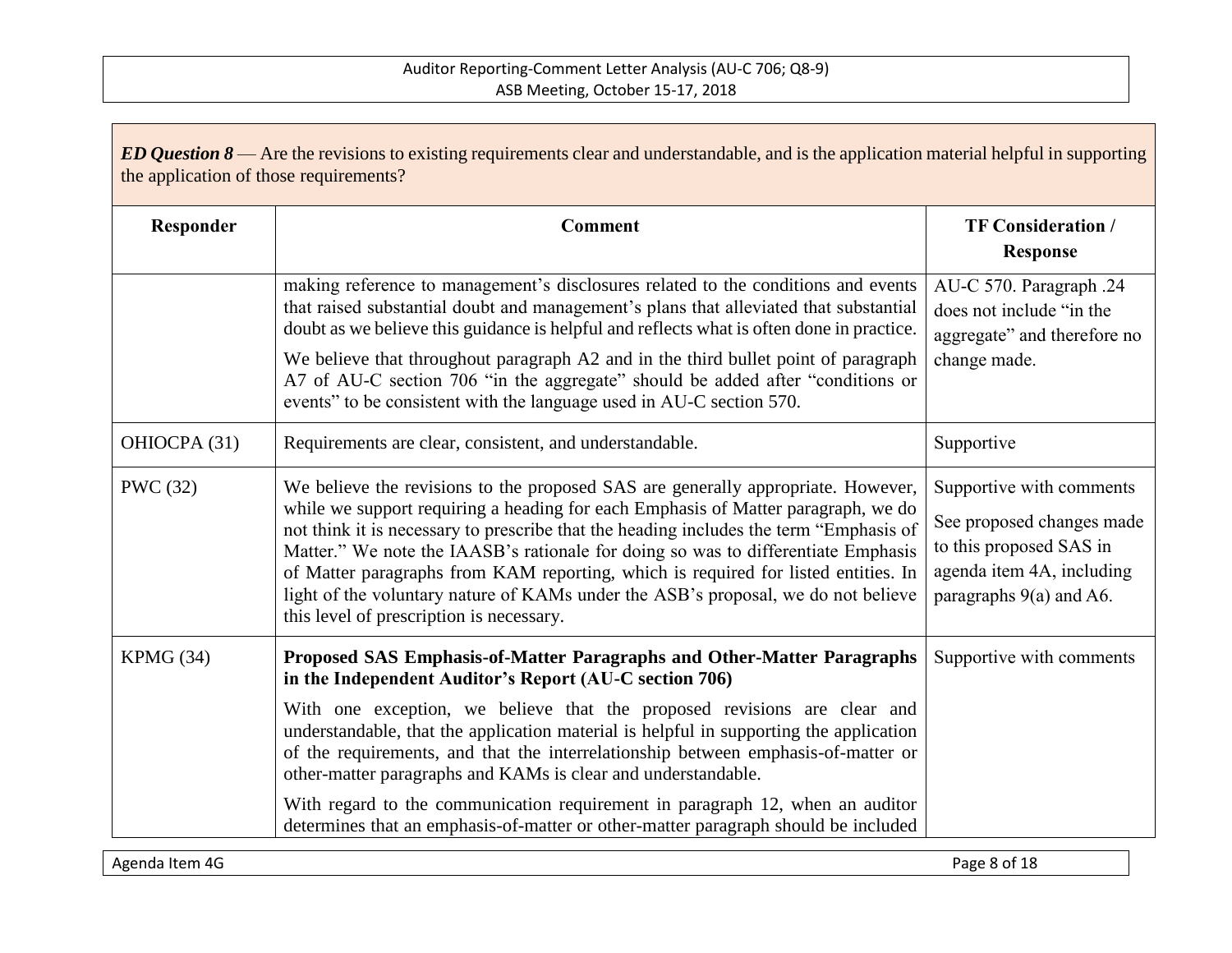***ED Question 8*** — Are the revisions to existing requirements clear and understandable, and is the application material helpful in supporting the application of those requirements?

| Responder | Comment | TF Consideration / Response |
|---|---|---|
| | making reference to management's disclosures related to the conditions and events that raised substantial doubt and management's plans that alleviated that substantial doubt as we believe this guidance is helpful and reflects what is often done in practice.<br><br>We believe that throughout paragraph A2 and in the third bullet point of paragraph A7 of AU-C section 706 "in the aggregate" should be added after "conditions or events" to be consistent with the language used in AU-C section 570. | AU-C 570. Paragraph .24 does not include "in the aggregate" and therefore no change made. |
| OHIOCPA (31) | Requirements are clear, consistent, and understandable. | Supportive |
| PWC (32) | We believe the revisions to the proposed SAS are generally appropriate. However, while we support requiring a heading for each Emphasis of Matter paragraph, we do not think it is necessary to prescribe that the heading includes the term "Emphasis of Matter." We note the IAASB's rationale for doing so was to differentiate Emphasis of Matter paragraphs from KAM reporting, which is required for listed entities. In light of the voluntary nature of KAMs under the ASB's proposal, we do not believe this level of prescription is necessary. | Supportive with comments<br><br>See proposed changes made to this proposed SAS in agenda item 4A, including paragraphs 9(a) and A6. |
| KPMG (34) | **Proposed SAS Emphasis-of-Matter Paragraphs and Other-Matter Paragraphs in the Independent Auditor's Report (AU-C section 706)**<br><br>With one exception, we believe that the proposed revisions are clear and understandable, that the application material is helpful in supporting the application of the requirements, and that the interrelationship between emphasis-of-matter or other-matter paragraphs and KAMs is clear and understandable.<br><br>With regard to the communication requirement in paragraph 12, when an auditor determines that an emphasis-of-matter or other-matter paragraph should be included | Supportive with comments |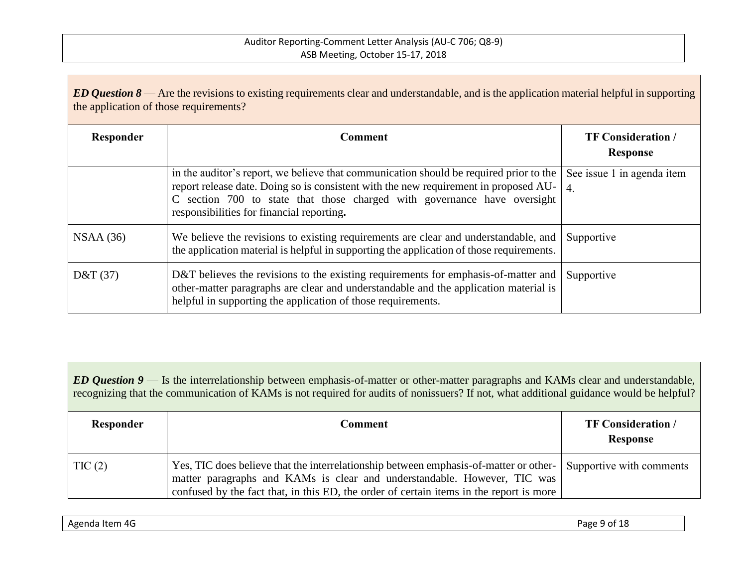*ED Question 8* — Are the revisions to existing requirements clear and understandable, and is the application material helpful in supporting the application of those requirements?

| Responder | Comment | TF Consideration / Response |
|---|---|---|
| | in the auditor's report, we believe that communication should be required prior to the report release date. Doing so is consistent with the new requirement in proposed AU-C section 700 to state that those charged with governance have oversight responsibilities for financial reporting**.** | See issue 1 in agenda item 4. |
| NSAA (36) | We believe the revisions to existing requirements are clear and understandable, and the application material is helpful in supporting the application of those requirements. | Supportive |
| D&T (37) | D&T believes the revisions to the existing requirements for emphasis-of-matter and other-matter paragraphs are clear and understandable and the application material is helpful in supporting the application of those requirements. | Supportive |

*ED Question 9* — Is the interrelationship between emphasis-of-matter or other-matter paragraphs and KAMs clear and understandable, recognizing that the communication of KAMs is not required for audits of nonissuers? If not, what additional guidance would be helpful?

| Responder | Comment | TF Consideration / Response |
|---|---|---|
| TIC (2) | Yes, TIC does believe that the interrelationship between emphasis-of-matter or other-matter paragraphs and KAMs is clear and understandable. However, TIC was confused by the fact that, in this ED, the order of certain items in the report is more | Supportive with comments |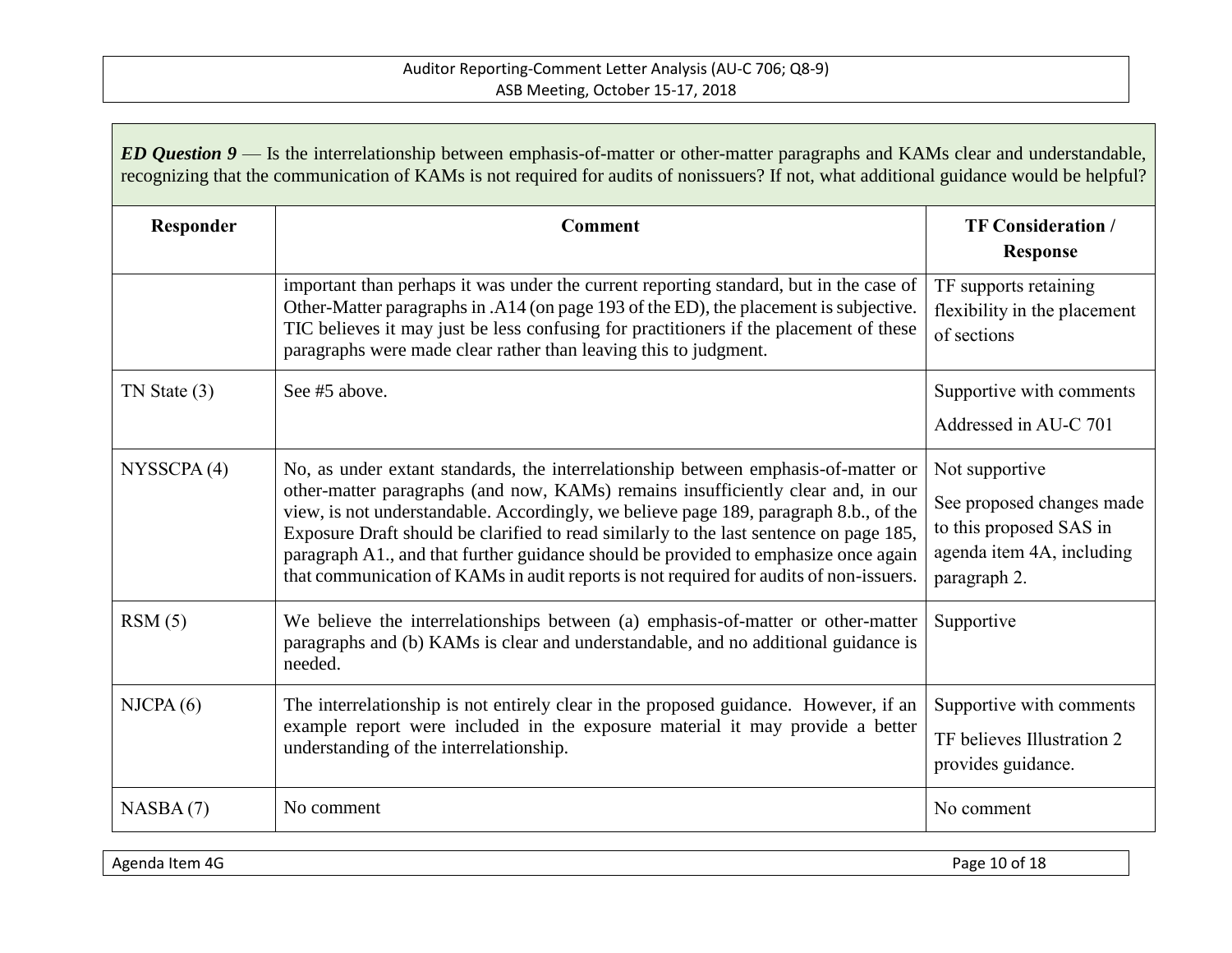***ED Question 9*** — Is the interrelationship between emphasis-of-matter or other-matter paragraphs and KAMs clear and understandable, recognizing that the communication of KAMs is not required for audits of nonissuers? If not, what additional guidance would be helpful?

| Responder | Comment | TF Consideration / Response |
|---|---|---|
| | important than perhaps it was under the current reporting standard, but in the case of Other-Matter paragraphs in .A14 (on page 193 of the ED), the placement is subjective. TIC believes it may just be less confusing for practitioners if the placement of these paragraphs were made clear rather than leaving this to judgment. | TF supports retaining flexibility in the placement of sections |
| TN State (3) | See #5 above. | Supportive with comments<br><br>Addressed in AU-C 701 |
| NYSSCPA (4) | No, as under extant standards, the interrelationship between emphasis-of-matter or other-matter paragraphs (and now, KAMs) remains insufficiently clear and, in our view, is not understandable. Accordingly, we believe page 189, paragraph 8.b., of the Exposure Draft should be clarified to read similarly to the last sentence on page 185, paragraph A1., and that further guidance should be provided to emphasize once again that communication of KAMs in audit reports is not required for audits of non-issuers. | Not supportive<br><br>See proposed changes made to this proposed SAS in agenda item 4A, including paragraph 2. |
| RSM (5) | We believe the interrelationships between (a) emphasis-of-matter or other-matter paragraphs and (b) KAMs is clear and understandable, and no additional guidance is needed. | Supportive |
| NJCPA (6) | The interrelationship is not entirely clear in the proposed guidance. However, if an example report were included in the exposure material it may provide a better understanding of the interrelationship. | Supportive with comments<br><br>TF believes Illustration 2 provides guidance. |
| NASBA (7) | No comment | No comment |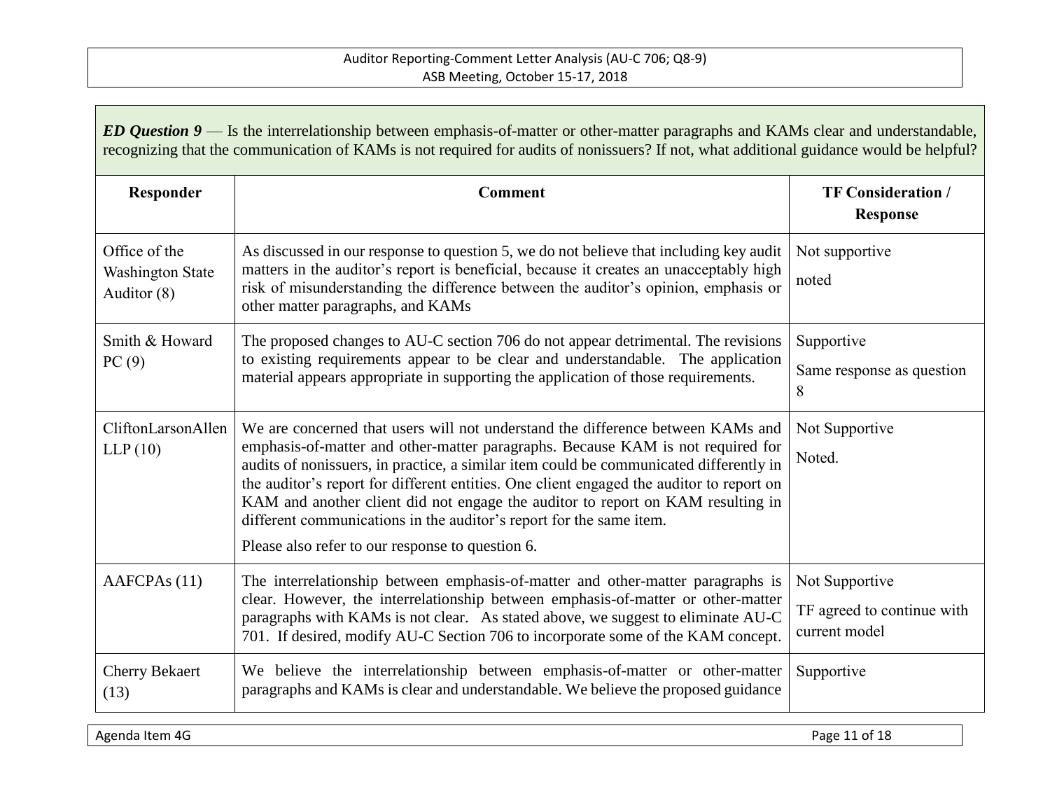***ED Question 9*** — Is the interrelationship between emphasis-of-matter or other-matter paragraphs and KAMs clear and understandable, recognizing that the communication of KAMs is not required for audits of nonissuers? If not, what additional guidance would be helpful?

| Responder | Comment | TF Consideration / Response |
|---|---|---|
| Office of the Washington State Auditor (8) | As discussed in our response to question 5, we do not believe that including key audit matters in the auditor's report is beneficial, because it creates an unacceptably high risk of misunderstanding the difference between the auditor's opinion, emphasis or other matter paragraphs, and KAMs | Not supportive<br><br>noted |
| Smith & Howard PC (9) | The proposed changes to AU-C section 706 do not appear detrimental. The revisions to existing requirements appear to be clear and understandable. The application material appears appropriate in supporting the application of those requirements. | Supportive<br><br>Same response as question 8 |
| CliftonLarsonAllen LLP (10) | We are concerned that users will not understand the difference between KAMs and emphasis-of-matter and other-matter paragraphs. Because KAM is not required for audits of nonissuers, in practice, a similar item could be communicated differently in the auditor's report for different entities. One client engaged the auditor to report on KAM and another client did not engage the auditor to report on KAM resulting in different communications in the auditor's report for the same item.<br><br>Please also refer to our response to question 6. | Not Supportive<br><br>Noted. |
| AAFCPAs (11) | The interrelationship between emphasis-of-matter and other-matter paragraphs is clear. However, the interrelationship between emphasis-of-matter or other-matter paragraphs with KAMs is not clear. As stated above, we suggest to eliminate AU-C 701. If desired, modify AU-C Section 706 to incorporate some of the KAM concept. | Not Supportive<br><br>TF agreed to continue with current model |
| Cherry Bekaert (13) | We believe the interrelationship between emphasis-of-matter or other-matter paragraphs and KAMs is clear and understandable. We believe the proposed guidance | Supportive |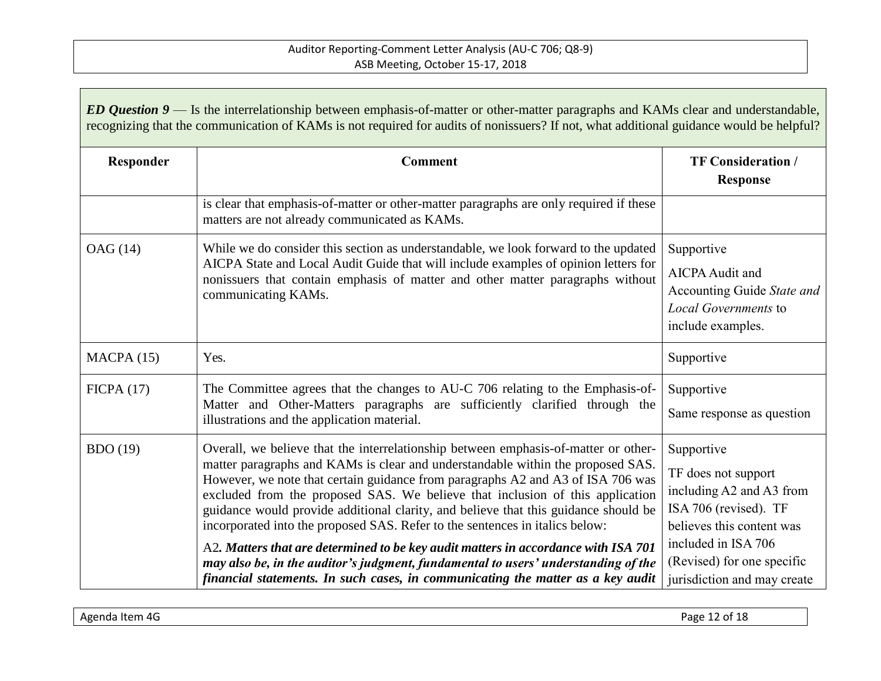***ED Question 9*** — Is the interrelationship between emphasis-of-matter or other-matter paragraphs and KAMs clear and understandable, recognizing that the communication of KAMs is not required for audits of nonissuers? If not, what additional guidance would be helpful?

| Responder | Comment | TF Consideration / Response |
|---|---|---|
| | is clear that emphasis-of-matter or other-matter paragraphs are only required if these matters are not already communicated as KAMs. | |
| OAG (14) | While we do consider this section as understandable, we look forward to the updated AICPA State and Local Audit Guide that will include examples of opinion letters for nonissuers that contain emphasis of matter and other matter paragraphs without communicating KAMs. | Supportive<br>AICPA Audit and Accounting Guide *State and Local Governments* to include examples. |
| MACPA (15) | Yes. | Supportive |
| FICPA (17) | The Committee agrees that the changes to AU-C 706 relating to the Emphasis-of-Matter and Other-Matters paragraphs are sufficiently clarified through the illustrations and the application material. | Supportive<br>Same response as question |
| BDO (19) | Overall, we believe that the interrelationship between emphasis-of-matter or other-matter paragraphs and KAMs is clear and understandable within the proposed SAS. However, we note that certain guidance from paragraphs A2 and A3 of ISA 706 was excluded from the proposed SAS. We believe that inclusion of this application guidance would provide additional clarity, and believe that this guidance should be incorporated into the proposed SAS. Refer to the sentences in italics below:<br>A2***. Matters that are determined to be key audit matters in accordance with ISA 701 may also be, in the auditor's judgment, fundamental to users' understanding of the financial statements. In such cases, in communicating the matter as a key audit*** | Supportive<br>TF does not support including A2 and A3 from ISA 706 (revised). TF believes this content was included in ISA 706 (Revised) for one specific jurisdiction and may create |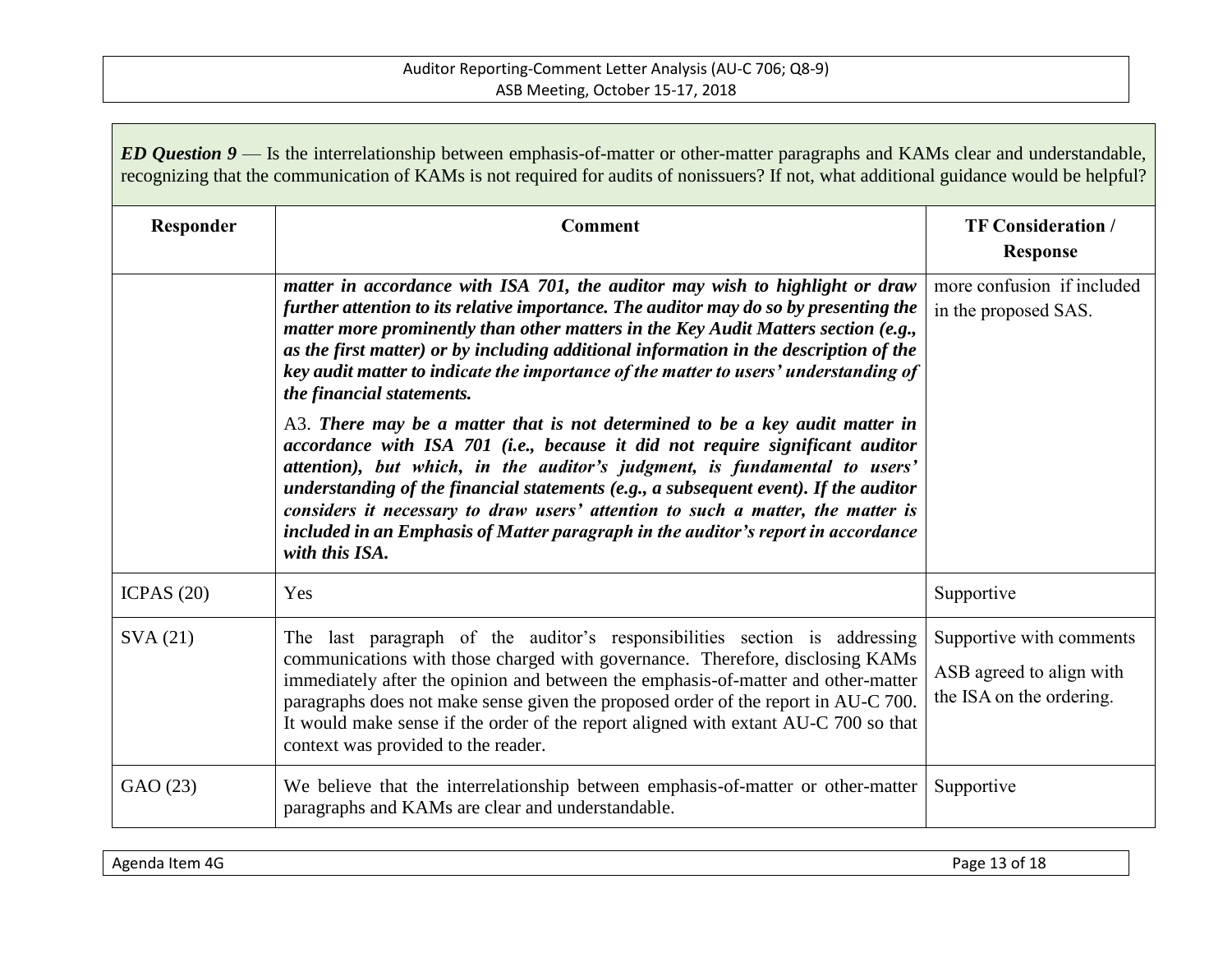*ED Question 9* — Is the interrelationship between emphasis-of-matter or other-matter paragraphs and KAMs clear and understandable, recognizing that the communication of KAMs is not required for audits of nonissuers? If not, what additional guidance would be helpful?

| Responder | Comment | TF Consideration / Response |
|---|---|---|
| | ***matter in accordance with ISA 701, the auditor may wish to highlight or draw further attention to its relative importance. The auditor may do so by presenting the matter more prominently than other matters in the Key Audit Matters section (e.g., as the first matter) or by including additional information in the description of the key audit matter to indicate the importance of the matter to users' understanding of the financial statements.***<br><br>A3. ***There may be a matter that is not determined to be a key audit matter in accordance with ISA 701 (i.e., because it did not require significant auditor attention), but which, in the auditor's judgment, is fundamental to users' understanding of the financial statements (e.g., a subsequent event). If the auditor considers it necessary to draw users' attention to such a matter, the matter is included in an Emphasis of Matter paragraph in the auditor's report in accordance with this ISA.*** | more confusion if included in the proposed SAS. |
| ICPAS (20) | Yes | Supportive |
| SVA (21) | The last paragraph of the auditor's responsibilities section is addressing communications with those charged with governance. Therefore, disclosing KAMs immediately after the opinion and between the emphasis-of-matter and other-matter paragraphs does not make sense given the proposed order of the report in AU-C 700. It would make sense if the order of the report aligned with extant AU-C 700 so that context was provided to the reader. | Supportive with comments<br><br>ASB agreed to align with the ISA on the ordering. |
| GAO (23) | We believe that the interrelationship between emphasis-of-matter or other-matter paragraphs and KAMs are clear and understandable. | Supportive |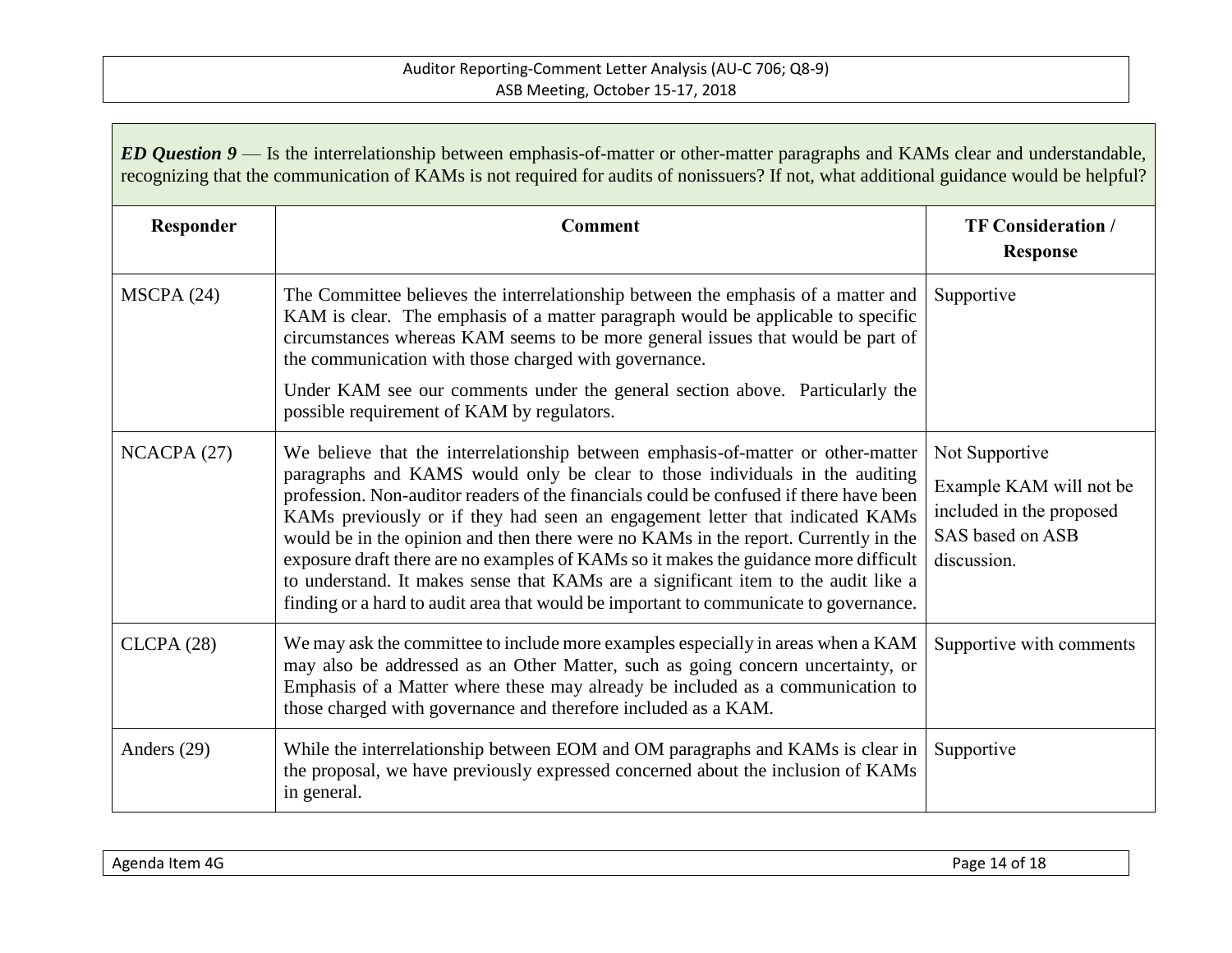***ED Question 9*** — Is the interrelationship between emphasis-of-matter or other-matter paragraphs and KAMs clear and understandable, recognizing that the communication of KAMs is not required for audits of nonissuers? If not, what additional guidance would be helpful?

| Responder | Comment | TF Consideration / Response |
|---|---|---|
| MSCPA (24) | The Committee believes the interrelationship between the emphasis of a matter and KAM is clear. The emphasis of a matter paragraph would be applicable to specific circumstances whereas KAM seems to be more general issues that would be part of the communication with those charged with governance.<br><br>Under KAM see our comments under the general section above. Particularly the possible requirement of KAM by regulators. | Supportive |
| NCACPA (27) | We believe that the interrelationship between emphasis-of-matter or other-matter paragraphs and KAMS would only be clear to those individuals in the auditing profession. Non-auditor readers of the financials could be confused if there have been KAMs previously or if they had seen an engagement letter that indicated KAMs would be in the opinion and then there were no KAMs in the report. Currently in the exposure draft there are no examples of KAMs so it makes the guidance more difficult to understand. It makes sense that KAMs are a significant item to the audit like a finding or a hard to audit area that would be important to communicate to governance. | Not Supportive<br><br>Example KAM will not be included in the proposed SAS based on ASB discussion. |
| CLCPA (28) | We may ask the committee to include more examples especially in areas when a KAM may also be addressed as an Other Matter, such as going concern uncertainty, or Emphasis of a Matter where these may already be included as a communication to those charged with governance and therefore included as a KAM. | Supportive with comments |
| Anders (29) | While the interrelationship between EOM and OM paragraphs and KAMs is clear in the proposal, we have previously expressed concerned about the inclusion of KAMs in general. | Supportive |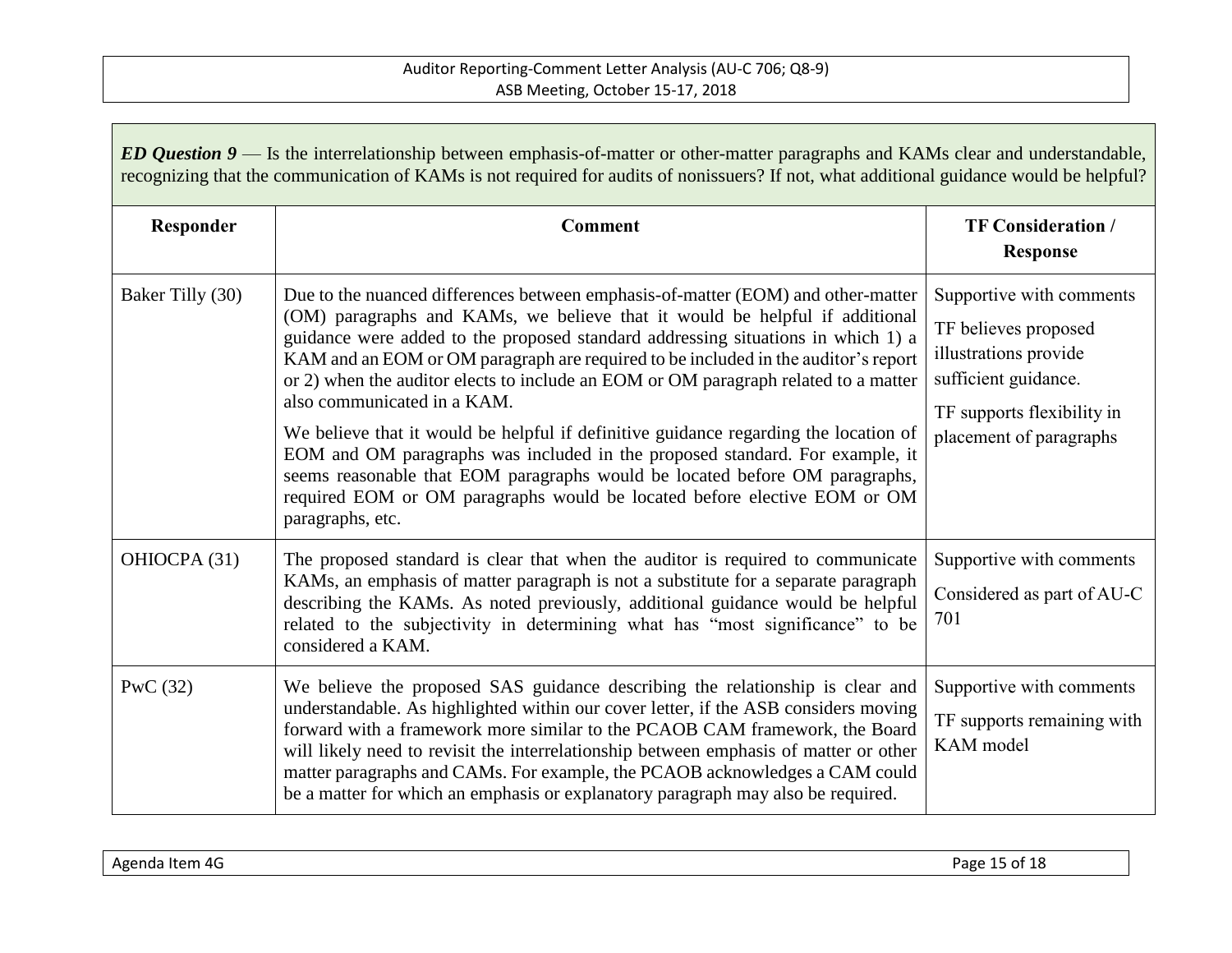***ED Question 9*** — Is the interrelationship between emphasis-of-matter or other-matter paragraphs and KAMs clear and understandable, recognizing that the communication of KAMs is not required for audits of nonissuers? If not, what additional guidance would be helpful?

| Responder | Comment | TF Consideration / Response |
|---|---|---|
| Baker Tilly (30) | Due to the nuanced differences between emphasis-of-matter (EOM) and other-matter (OM) paragraphs and KAMs, we believe that it would be helpful if additional guidance were added to the proposed standard addressing situations in which 1) a KAM and an EOM or OM paragraph are required to be included in the auditor's report or 2) when the auditor elects to include an EOM or OM paragraph related to a matter also communicated in a KAM.<br><br>We believe that it would be helpful if definitive guidance regarding the location of EOM and OM paragraphs was included in the proposed standard. For example, it seems reasonable that EOM paragraphs would be located before OM paragraphs, required EOM or OM paragraphs would be located before elective EOM or OM paragraphs, etc. | Supportive with comments<br><br>TF believes proposed illustrations provide sufficient guidance.<br><br>TF supports flexibility in placement of paragraphs |
| OHIOCPA (31) | The proposed standard is clear that when the auditor is required to communicate KAMs, an emphasis of matter paragraph is not a substitute for a separate paragraph describing the KAMs. As noted previously, additional guidance would be helpful related to the subjectivity in determining what has "most significance" to be considered a KAM. | Supportive with comments<br><br>Considered as part of AU-C 701 |
| PwC (32) | We believe the proposed SAS guidance describing the relationship is clear and understandable. As highlighted within our cover letter, if the ASB considers moving forward with a framework more similar to the PCAOB CAM framework, the Board will likely need to revisit the interrelationship between emphasis of matter or other matter paragraphs and CAMs. For example, the PCAOB acknowledges a CAM could be a matter for which an emphasis or explanatory paragraph may also be required. | Supportive with comments<br><br>TF supports remaining with KAM model |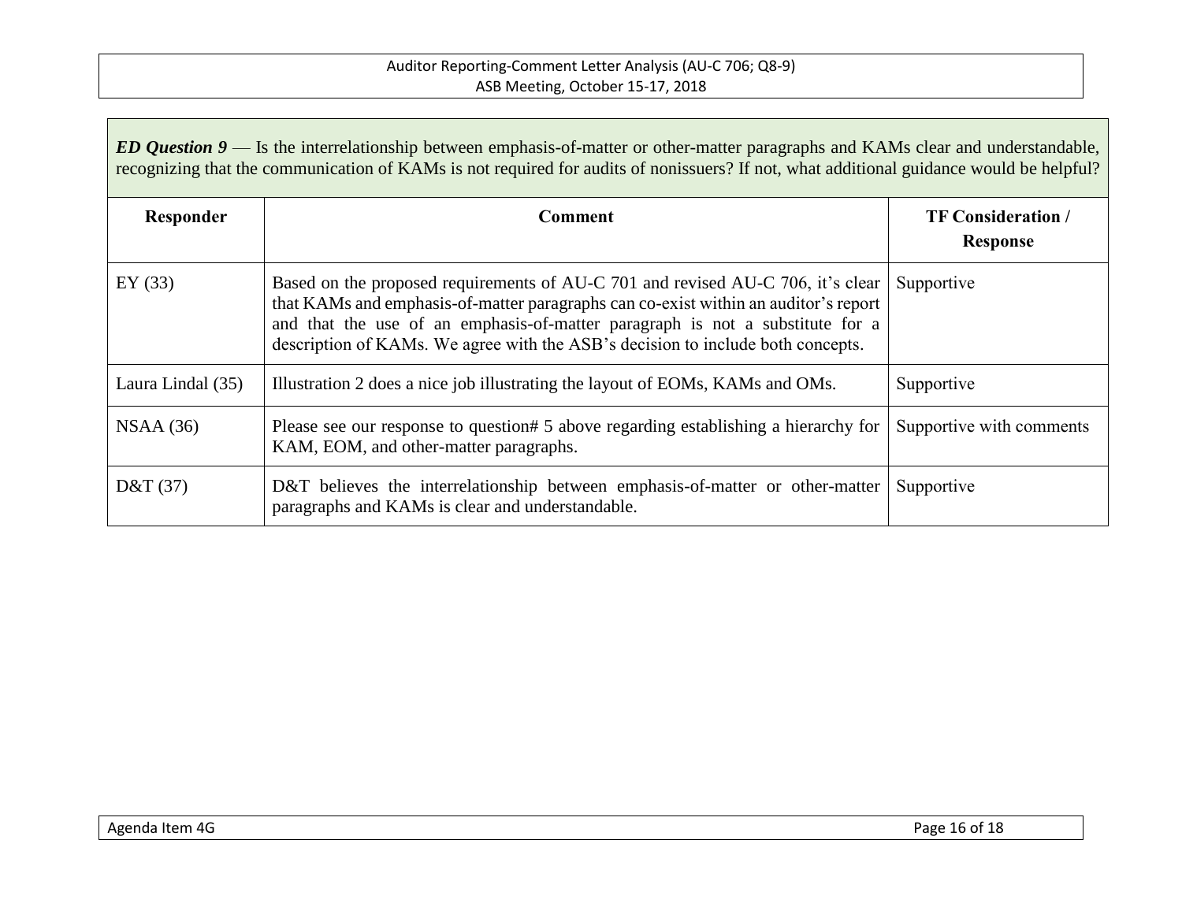***ED Question 9*** — Is the interrelationship between emphasis-of-matter or other-matter paragraphs and KAMs clear and understandable, recognizing that the communication of KAMs is not required for audits of nonissuers? If not, what additional guidance would be helpful?

| Responder | Comment | TF Consideration / Response |
| --- | --- | --- |
| EY (33) | Based on the proposed requirements of AU-C 701 and revised AU-C 706, it's clear that KAMs and emphasis-of-matter paragraphs can co-exist within an auditor's report and that the use of an emphasis-of-matter paragraph is not a substitute for a description of KAMs. We agree with the ASB's decision to include both concepts. | Supportive |
| Laura Lindal (35) | Illustration 2 does a nice job illustrating the layout of EOMs, KAMs and OMs. | Supportive |
| NSAA (36) | Please see our response to question# 5 above regarding establishing a hierarchy for KAM, EOM, and other-matter paragraphs. | Supportive with comments |
| D&T (37) | D&T believes the interrelationship between emphasis-of-matter or other-matter paragraphs and KAMs is clear and understandable. | Supportive |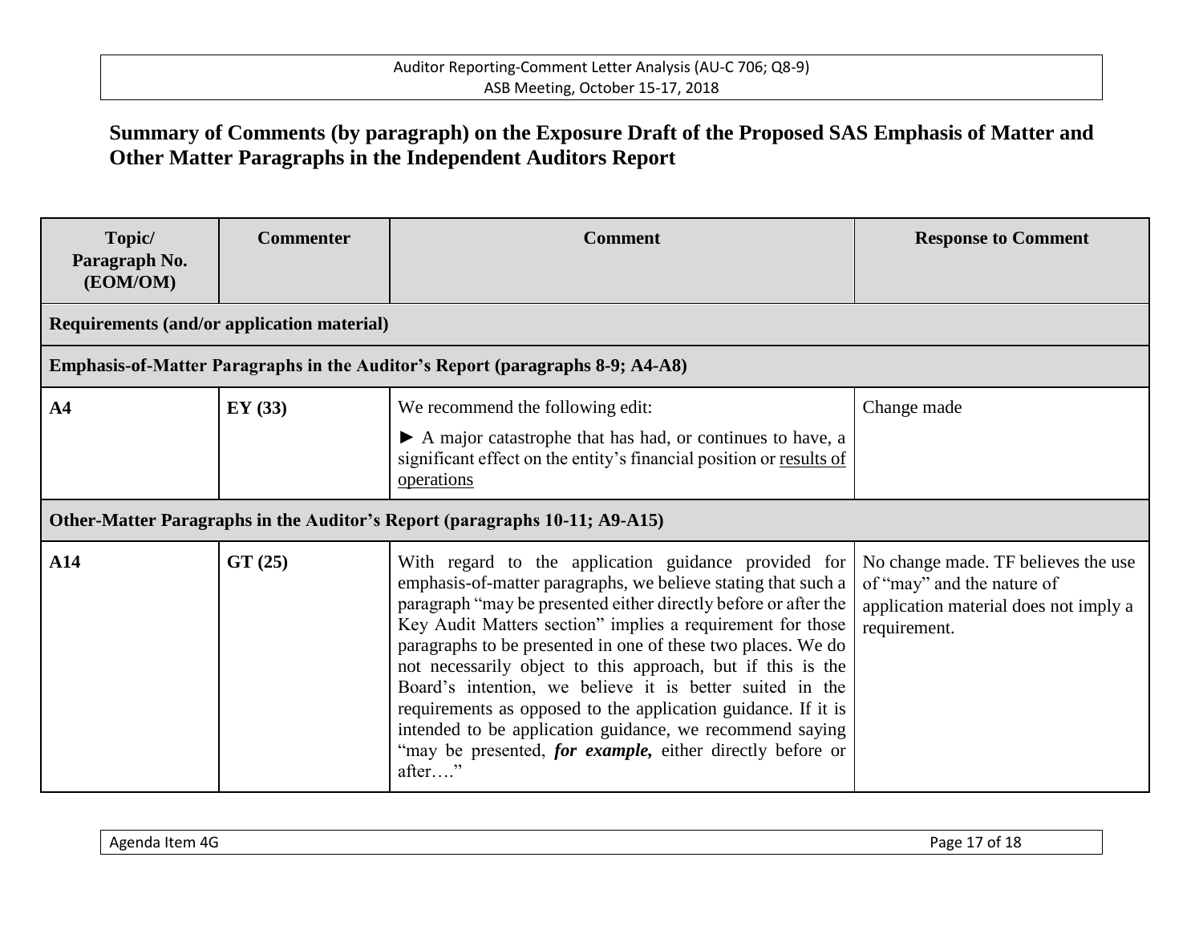## Summary of Comments (by paragraph) on the Exposure Draft of the Proposed SAS Emphasis of Matter and Other Matter Paragraphs in the Independent Auditors Report

| Topic/ Paragraph No. (EOM/OM) | Commenter | Comment | Response to Comment |
|---|---|---|---|
| **Requirements (and/or application material)** | | | |
| **Emphasis-of-Matter Paragraphs in the Auditor's Report (paragraphs 8-9; A4-A8)** | | | |
| **A4** | **EY (33)** | We recommend the following edit: ► A major catastrophe that has had, or continues to have, a significant effect on the entity's financial position or <u>results of operations</u> | Change made |
| **Other-Matter Paragraphs in the Auditor's Report (paragraphs 10-11; A9-A15)** | | | |
| **A14** | **GT (25)** | With regard to the application guidance provided for emphasis-of-matter paragraphs, we believe stating that such a paragraph "may be presented either directly before or after the Key Audit Matters section" implies a requirement for those paragraphs to be presented in one of these two places. We do not necessarily object to this approach, but if this is the Board's intention, we believe it is better suited in the requirements as opposed to the application guidance. If it is intended to be application guidance, we recommend saying "may be presented, ***for example,*** either directly before or after…." | No change made. TF believes the use of "may" and the nature of application material does not imply a requirement. |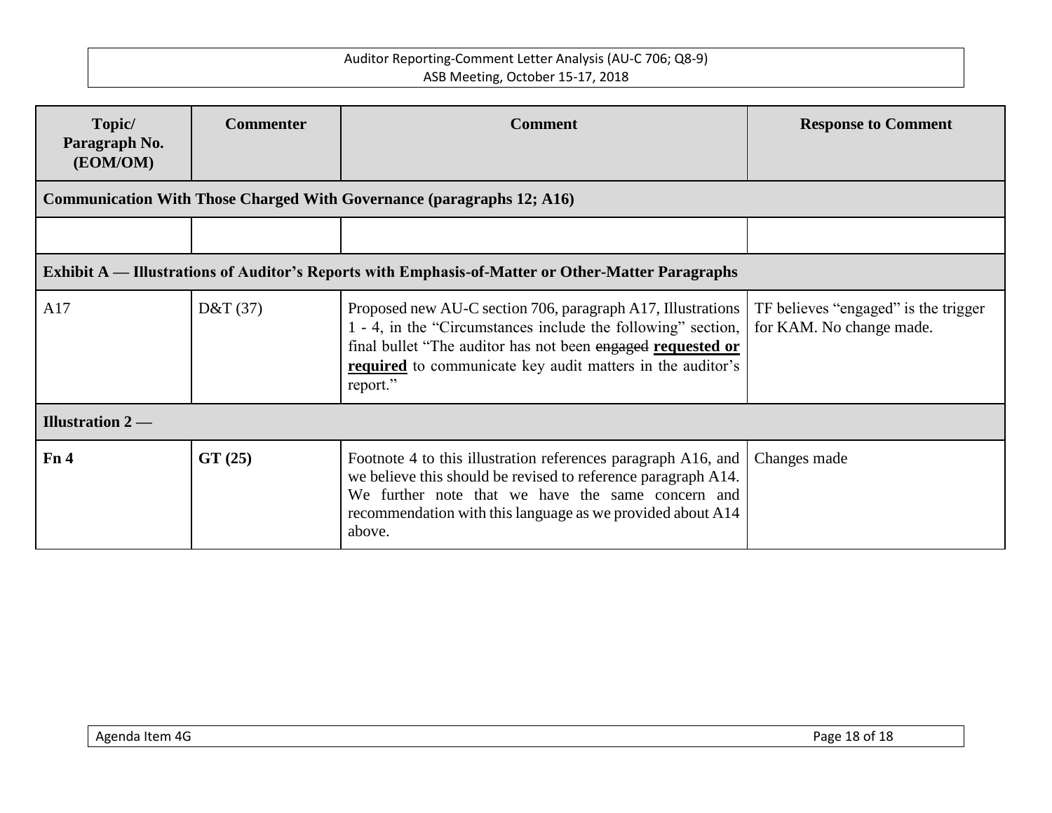| Topic/ Paragraph No. (EOM/OM) | Commenter | Comment | Response to Comment |
|---|---|---|---|
| **Communication With Those Charged With Governance (paragraphs 12; A16)** | | | |
| | | | |
| **Exhibit A — Illustrations of Auditor's Reports with Emphasis-of-Matter or Other-Matter Paragraphs** | | | |
| A17 | D&T (37) | Proposed new AU-C section 706, paragraph A17, Illustrations 1 - 4, in the "Circumstances include the following" section, final bullet "The auditor has not been ~~engaged~~ **requested or required** to communicate key audit matters in the auditor's report." | TF believes "engaged" is the trigger for KAM. No change made. |
| **Illustration 2 —** | | | |
| **Fn 4** | **GT (25)** | Footnote 4 to this illustration references paragraph A16, and we believe this should be revised to reference paragraph A14. We further note that we have the same concern and recommendation with this language as we provided about A14 above. | Changes made |